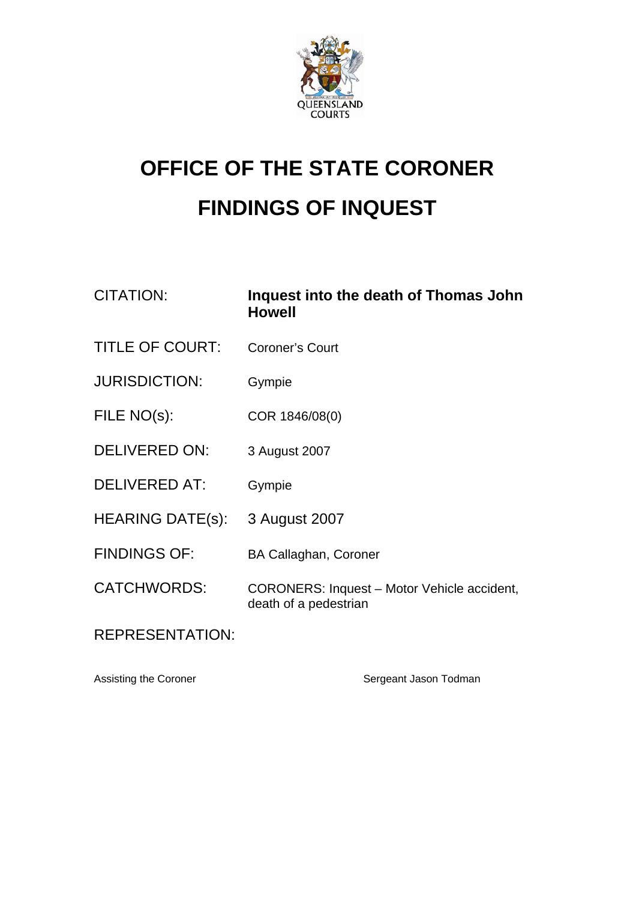QUEENSLAND COURTS

# OFFICE OF THE STATE CORONER

# FINDINGS OF INQUEST

| | |
|---|---|
| CITATION: | **Inquest into the death of Thomas John Howell** |
| TITLE OF COURT: | Coroner's Court |
| JURISDICTION: | Gympie |
| FILE NO(s): | COR 1846/08(0) |
| DELIVERED ON: | 3 August 2007 |
| DELIVERED AT: | Gympie |
| HEARING DATE(s): | 3 August 2007 |
| FINDINGS OF: | BA Callaghan, Coroner |
| CATCHWORDS: | CORONERS: Inquest – Motor Vehicle accident, death of a pedestrian |

REPRESENTATION:

| | |
|---|---|
| Assisting the Coroner | Sergeant Jason Todman |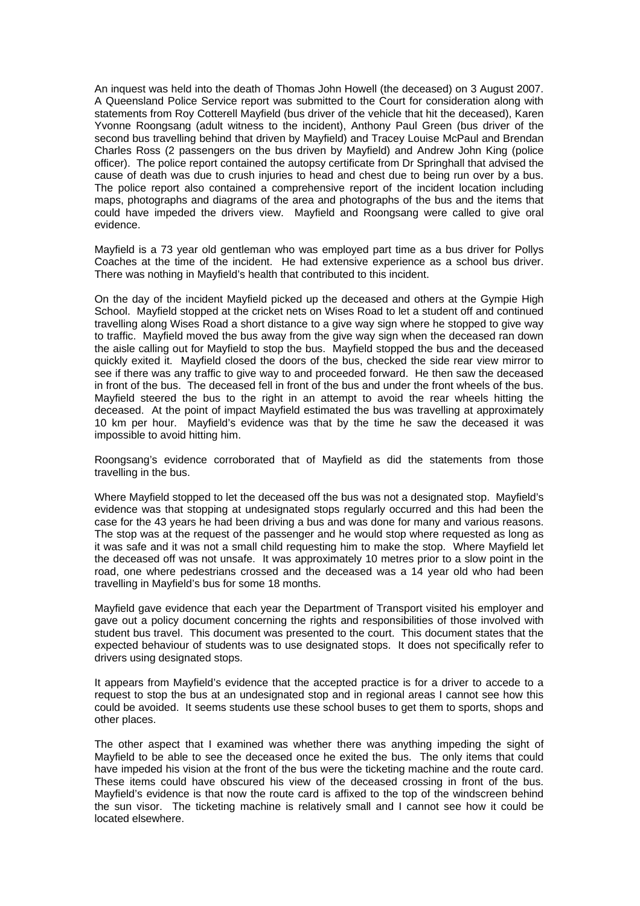An inquest was held into the death of Thomas John Howell (the deceased) on 3 August 2007. A Queensland Police Service report was submitted to the Court for consideration along with statements from Roy Cotterell Mayfield (bus driver of the vehicle that hit the deceased), Karen Yvonne Roongsang (adult witness to the incident), Anthony Paul Green (bus driver of the second bus travelling behind that driven by Mayfield) and Tracey Louise McPaul and Brendan Charles Ross (2 passengers on the bus driven by Mayfield) and Andrew John King (police officer). The police report contained the autopsy certificate from Dr Springhall that advised the cause of death was due to crush injuries to head and chest due to being run over by a bus. The police report also contained a comprehensive report of the incident location including maps, photographs and diagrams of the area and photographs of the bus and the items that could have impeded the drivers view. Mayfield and Roongsang were called to give oral evidence.

Mayfield is a 73 year old gentleman who was employed part time as a bus driver for Pollys Coaches at the time of the incident. He had extensive experience as a school bus driver. There was nothing in Mayfield's health that contributed to this incident.

On the day of the incident Mayfield picked up the deceased and others at the Gympie High School. Mayfield stopped at the cricket nets on Wises Road to let a student off and continued travelling along Wises Road a short distance to a give way sign where he stopped to give way to traffic. Mayfield moved the bus away from the give way sign when the deceased ran down the aisle calling out for Mayfield to stop the bus. Mayfield stopped the bus and the deceased quickly exited it. Mayfield closed the doors of the bus, checked the side rear view mirror to see if there was any traffic to give way to and proceeded forward. He then saw the deceased in front of the bus. The deceased fell in front of the bus and under the front wheels of the bus. Mayfield steered the bus to the right in an attempt to avoid the rear wheels hitting the deceased. At the point of impact Mayfield estimated the bus was travelling at approximately 10 km per hour. Mayfield's evidence was that by the time he saw the deceased it was impossible to avoid hitting him.

Roongsang's evidence corroborated that of Mayfield as did the statements from those travelling in the bus.

Where Mayfield stopped to let the deceased off the bus was not a designated stop. Mayfield's evidence was that stopping at undesignated stops regularly occurred and this had been the case for the 43 years he had been driving a bus and was done for many and various reasons. The stop was at the request of the passenger and he would stop where requested as long as it was safe and it was not a small child requesting him to make the stop. Where Mayfield let the deceased off was not unsafe. It was approximately 10 metres prior to a slow point in the road, one where pedestrians crossed and the deceased was a 14 year old who had been travelling in Mayfield's bus for some 18 months.

Mayfield gave evidence that each year the Department of Transport visited his employer and gave out a policy document concerning the rights and responsibilities of those involved with student bus travel. This document was presented to the court. This document states that the expected behaviour of students was to use designated stops. It does not specifically refer to drivers using designated stops.

It appears from Mayfield's evidence that the accepted practice is for a driver to accede to a request to stop the bus at an undesignated stop and in regional areas I cannot see how this could be avoided. It seems students use these school buses to get them to sports, shops and other places.

The other aspect that I examined was whether there was anything impeding the sight of Mayfield to be able to see the deceased once he exited the bus. The only items that could have impeded his vision at the front of the bus were the ticketing machine and the route card. These items could have obscured his view of the deceased crossing in front of the bus. Mayfield's evidence is that now the route card is affixed to the top of the windscreen behind the sun visor. The ticketing machine is relatively small and I cannot see how it could be located elsewhere.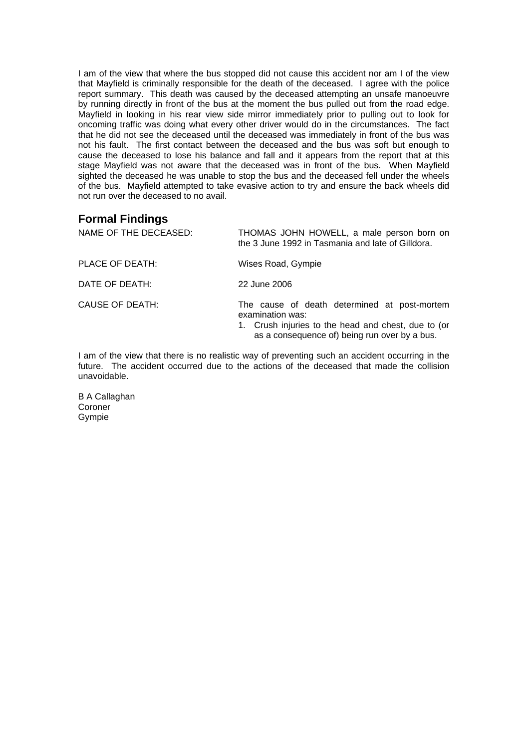I am of the view that where the bus stopped did not cause this accident nor am I of the view that Mayfield is criminally responsible for the death of the deceased. I agree with the police report summary. This death was caused by the deceased attempting an unsafe manoeuvre by running directly in front of the bus at the moment the bus pulled out from the road edge. Mayfield in looking in his rear view side mirror immediately prior to pulling out to look for oncoming traffic was doing what every other driver would do in the circumstances. The fact that he did not see the deceased until the deceased was immediately in front of the bus was not his fault. The first contact between the deceased and the bus was soft but enough to cause the deceased to lose his balance and fall and it appears from the report that at this stage Mayfield was not aware that the deceased was in front of the bus. When Mayfield sighted the deceased he was unable to stop the bus and the deceased fell under the wheels of the bus. Mayfield attempted to take evasive action to try and ensure the back wheels did not run over the deceased to no avail.

## Formal Findings

| | |
|---|---|
| NAME OF THE DECEASED: | THOMAS JOHN HOWELL, a male person born on the 3 June 1992 in Tasmania and late of Gilldora. |
| PLACE OF DEATH: | Wises Road, Gympie |
| DATE OF DEATH: | 22 June 2006 |
| CAUSE OF DEATH: | The cause of death determined at post-mortem examination was: 1. Crush injuries to the head and chest, due to (or as a consequence of) being run over by a bus. |

I am of the view that there is no realistic way of preventing such an accident occurring in the future. The accident occurred due to the actions of the deceased that made the collision unavoidable.

B A Callaghan
Coroner
Gympie